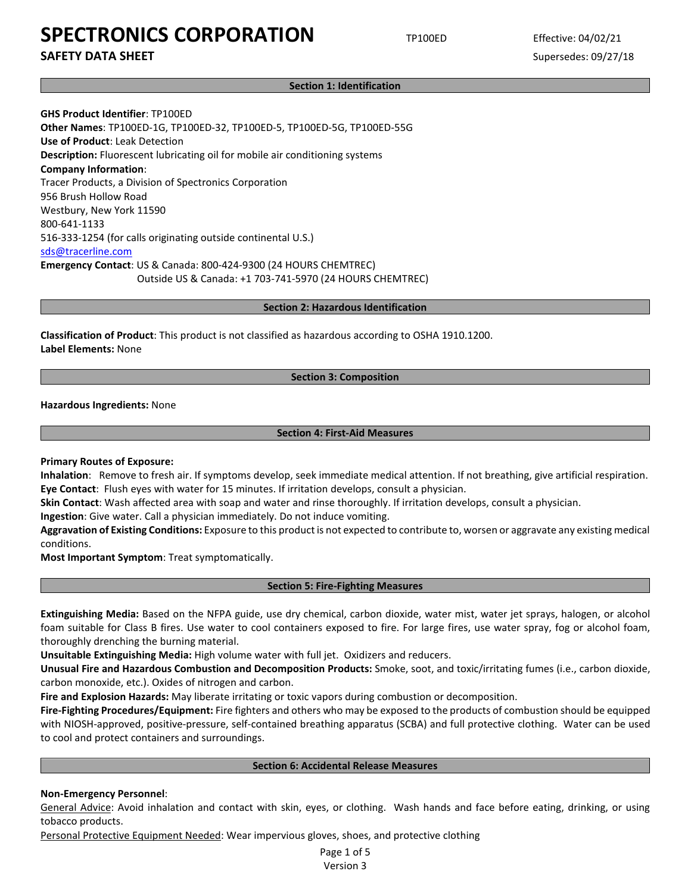# SPECTRONICS CORPORATION

**SAFETY DATA SHEET**

TP100ED

Effective: 04/02/21

Supersedes: 09/27/18

## Section 1: Identification

**GHS Product Identifier**: TP100ED
**Other Names**: TP100ED-1G, TP100ED-32, TP100ED-5, TP100ED-5G, TP100ED-55G
**Use of Product**: Leak Detection
**Description:** Fluorescent lubricating oil for mobile air conditioning systems
**Company Information**:
Tracer Products, a Division of Spectronics Corporation
956 Brush Hollow Road
Westbury, New York 11590
800-641-1133
516-333-1254 (for calls originating outside continental U.S.)
sds@tracerline.com
**Emergency Contact**: US & Canada: 800-424-9300 (24 HOURS CHEMTREC)
Outside US & Canada: +1 703-741-5970 (24 HOURS CHEMTREC)

## Section 2: Hazardous Identification

**Classification of Product**: This product is not classified as hazardous according to OSHA 1910.1200.
**Label Elements:** None

## Section 3: Composition

**Hazardous Ingredients:** None

## Section 4: First-Aid Measures

**Primary Routes of Exposure:**
**Inhalation**: Remove to fresh air. If symptoms develop, seek immediate medical attention. If not breathing, give artificial respiration.
**Eye Contact**: Flush eyes with water for 15 minutes. If irritation develops, consult a physician.
**Skin Contact**: Wash affected area with soap and water and rinse thoroughly. If irritation develops, consult a physician.
**Ingestion**: Give water. Call a physician immediately. Do not induce vomiting.
**Aggravation of Existing Conditions:** Exposure to this product is not expected to contribute to, worsen or aggravate any existing medical conditions.
**Most Important Symptom**: Treat symptomatically.

## Section 5: Fire-Fighting Measures

**Extinguishing Media:** Based on the NFPA guide, use dry chemical, carbon dioxide, water mist, water jet sprays, halogen, or alcohol foam suitable for Class B fires. Use water to cool containers exposed to fire. For large fires, use water spray, fog or alcohol foam, thoroughly drenching the burning material.
**Unsuitable Extinguishing Media:** High volume water with full jet. Oxidizers and reducers.
**Unusual Fire and Hazardous Combustion and Decomposition Products:** Smoke, soot, and toxic/irritating fumes (i.e., carbon dioxide, carbon monoxide, etc.). Oxides of nitrogen and carbon.
**Fire and Explosion Hazards:** May liberate irritating or toxic vapors during combustion or decomposition.
**Fire-Fighting Procedures/Equipment:** Fire fighters and others who may be exposed to the products of combustion should be equipped with NIOSH-approved, positive-pressure, self-contained breathing apparatus (SCBA) and full protective clothing. Water can be used to cool and protect containers and surroundings.

## Section 6: Accidental Release Measures

**Non-Emergency Personnel**:
General Advice: Avoid inhalation and contact with skin, eyes, or clothing. Wash hands and face before eating, drinking, or using tobacco products.
Personal Protective Equipment Needed: Wear impervious gloves, shoes, and protective clothing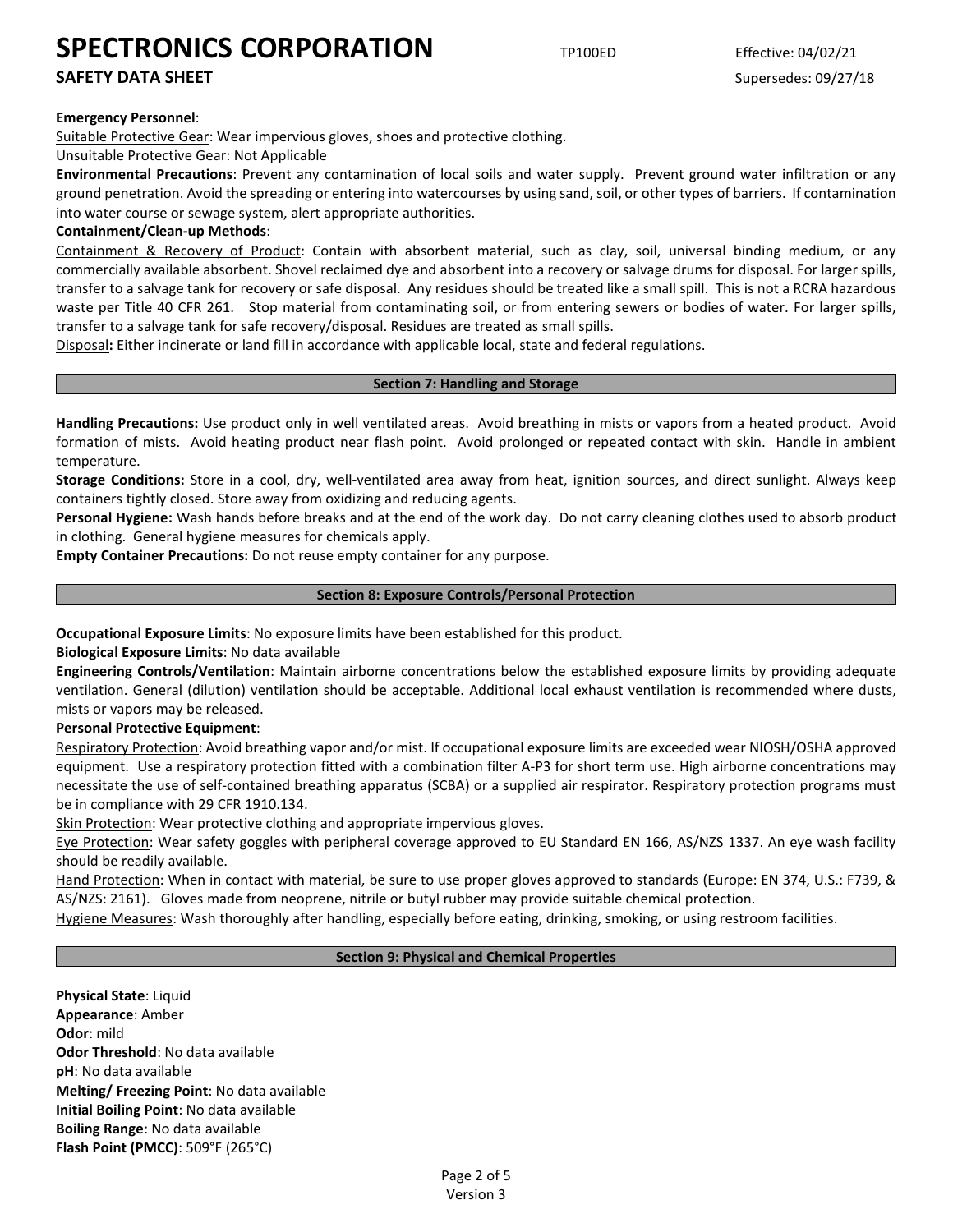**Emergency Personnel**:

Suitable Protective Gear: Wear impervious gloves, shoes and protective clothing.

Unsuitable Protective Gear: Not Applicable

**Environmental Precautions**: Prevent any contamination of local soils and water supply. Prevent ground water infiltration or any ground penetration. Avoid the spreading or entering into watercourses by using sand, soil, or other types of barriers. If contamination into water course or sewage system, alert appropriate authorities.

**Containment/Clean-up Methods**:

Containment & Recovery of Product: Contain with absorbent material, such as clay, soil, universal binding medium, or any commercially available absorbent. Shovel reclaimed dye and absorbent into a recovery or salvage drums for disposal. For larger spills, transfer to a salvage tank for recovery or safe disposal. Any residues should be treated like a small spill. This is not a RCRA hazardous waste per Title 40 CFR 261. Stop material from contaminating soil, or from entering sewers or bodies of water. For larger spills, transfer to a salvage tank for safe recovery/disposal. Residues are treated as small spills.

Disposal**:** Either incinerate or land fill in accordance with applicable local, state and federal regulations.

## Section 7: Handling and Storage

**Handling Precautions:** Use product only in well ventilated areas. Avoid breathing in mists or vapors from a heated product. Avoid formation of mists. Avoid heating product near flash point. Avoid prolonged or repeated contact with skin. Handle in ambient temperature.

**Storage Conditions:** Store in a cool, dry, well-ventilated area away from heat, ignition sources, and direct sunlight. Always keep containers tightly closed. Store away from oxidizing and reducing agents.

**Personal Hygiene:** Wash hands before breaks and at the end of the work day. Do not carry cleaning clothes used to absorb product in clothing. General hygiene measures for chemicals apply.

**Empty Container Precautions:** Do not reuse empty container for any purpose.

## Section 8: Exposure Controls/Personal Protection

**Occupational Exposure Limits**: No exposure limits have been established for this product.

**Biological Exposure Limits**: No data available

**Engineering Controls/Ventilation**: Maintain airborne concentrations below the established exposure limits by providing adequate ventilation. General (dilution) ventilation should be acceptable. Additional local exhaust ventilation is recommended where dusts, mists or vapors may be released.

**Personal Protective Equipment**:

Respiratory Protection: Avoid breathing vapor and/or mist. If occupational exposure limits are exceeded wear NIOSH/OSHA approved equipment. Use a respiratory protection fitted with a combination filter A-P3 for short term use. High airborne concentrations may necessitate the use of self-contained breathing apparatus (SCBA) or a supplied air respirator. Respiratory protection programs must be in compliance with 29 CFR 1910.134.

Skin Protection: Wear protective clothing and appropriate impervious gloves.

Eye Protection: Wear safety goggles with peripheral coverage approved to EU Standard EN 166, AS/NZS 1337. An eye wash facility should be readily available.

Hand Protection: When in contact with material, be sure to use proper gloves approved to standards (Europe: EN 374, U.S.: F739, & AS/NZS: 2161). Gloves made from neoprene, nitrile or butyl rubber may provide suitable chemical protection.

Hygiene Measures: Wash thoroughly after handling, especially before eating, drinking, smoking, or using restroom facilities.

## Section 9: Physical and Chemical Properties

**Physical State**: Liquid
**Appearance**: Amber
**Odor**: mild
**Odor Threshold**: No data available
**pH**: No data available
**Melting/ Freezing Point**: No data available
**Initial Boiling Point**: No data available
**Boiling Range**: No data available
**Flash Point (PMCC)**: 509°F (265°C)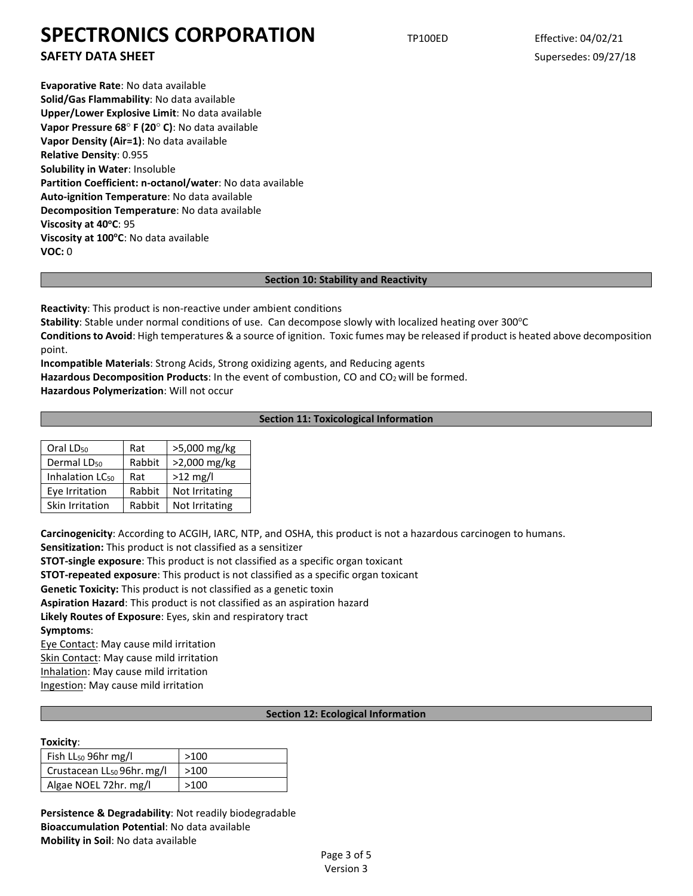**Evaporative Rate**: No data available
**Solid/Gas Flammability**: No data available
**Upper/Lower Explosive Limit**: No data available
**Vapor Pressure 68° F (20° C)**: No data available
**Vapor Density (Air=1)**: No data available
**Relative Density**: 0.955
**Solubility in Water**: Insoluble
**Partition Coefficient: n-octanol/water**: No data available
**Auto-ignition Temperature**: No data available
**Decomposition Temperature**: No data available
**Viscosity at 40°C**: 95
**Viscosity at 100°C**: No data available
**VOC:** 0

## Section 10: Stability and Reactivity

**Reactivity**: This product is non-reactive under ambient conditions
**Stability**: Stable under normal conditions of use. Can decompose slowly with localized heating over 300°C
**Conditions to Avoid**: High temperatures & a source of ignition. Toxic fumes may be released if product is heated above decomposition point.
**Incompatible Materials**: Strong Acids, Strong oxidizing agents, and Reducing agents
**Hazardous Decomposition Products**: In the event of combustion, CO and $CO_2$ will be formed.
**Hazardous Polymerization**: Will not occur

## Section 11: Toxicological Information

| | | |
|---|---|---|
| Oral $LD_{50}$ | Rat | >5,000 mg/kg |
| Dermal $LD_{50}$ | Rabbit | >2,000 mg/kg |
| Inhalation $LC_{50}$ | Rat | >12 mg/l |
| Eye Irritation | Rabbit | Not Irritating |
| Skin Irritation | Rabbit | Not Irritating |

**Carcinogenicity**: According to ACGIH, IARC, NTP, and OSHA, this product is not a hazardous carcinogen to humans.
**Sensitization:** This product is not classified as a sensitizer
**STOT-single exposure**: This product is not classified as a specific organ toxicant
**STOT-repeated exposure**: This product is not classified as a specific organ toxicant
**Genetic Toxicity:** This product is not classified as a genetic toxin
**Aspiration Hazard**: This product is not classified as an aspiration hazard
**Likely Routes of Exposure**: Eyes, skin and respiratory tract
**Symptoms**:
Eye Contact: May cause mild irritation
Skin Contact: May cause mild irritation
Inhalation: May cause mild irritation
Ingestion: May cause mild irritation

## Section 12: Ecological Information

**Toxicity**:

| | |
|---|---|
| Fish $LL_{50}$ 96hr mg/l | >100 |
| Crustacean $LL_{50}$ 96hr. mg/l | >100 |
| Algae NOEL 72hr. mg/l | >100 |

**Persistence & Degradability**: Not readily biodegradable
**Bioaccumulation Potential**: No data available
**Mobility in Soil**: No data available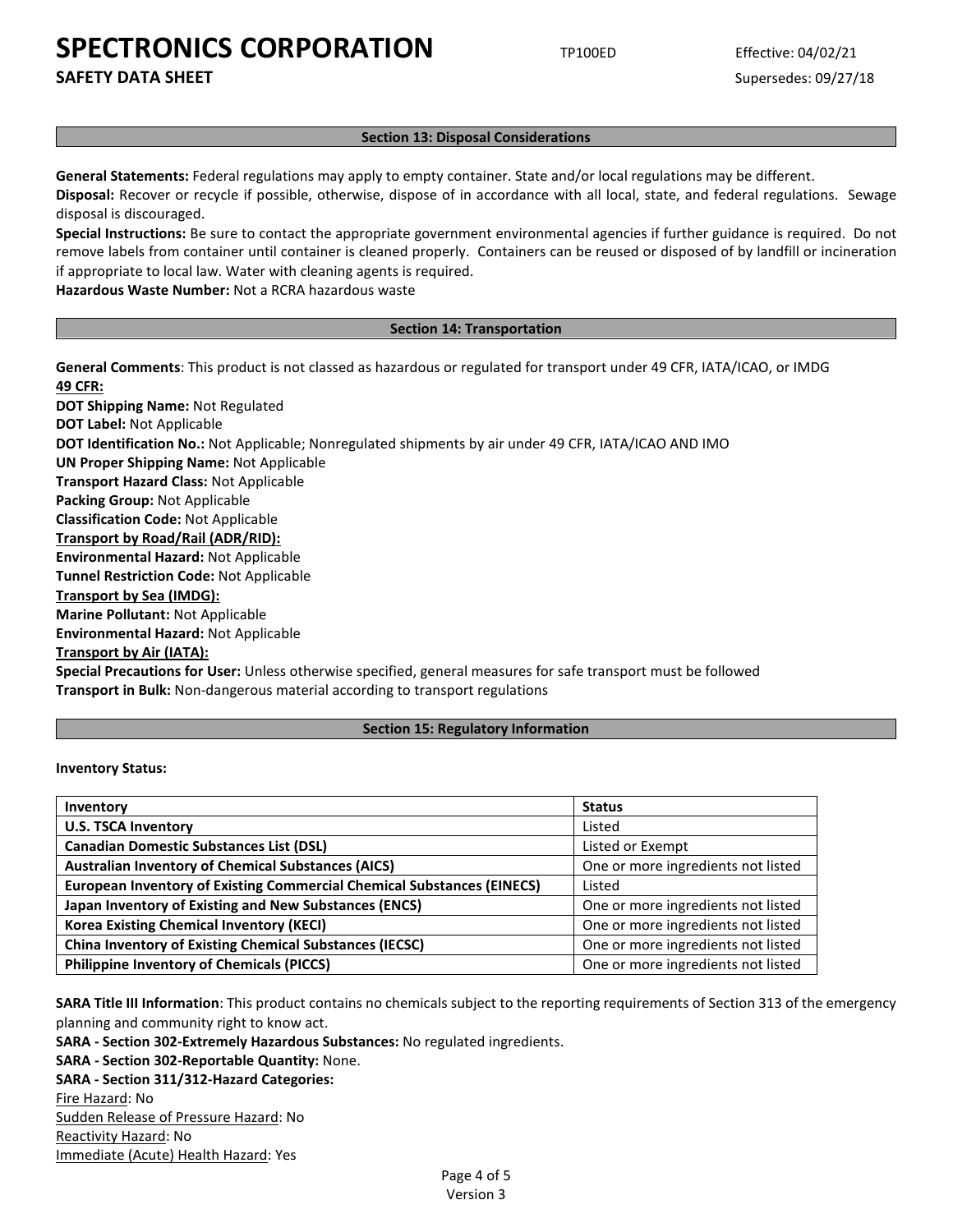## Section 13: Disposal Considerations

**General Statements:** Federal regulations may apply to empty container. State and/or local regulations may be different.

**Disposal:** Recover or recycle if possible, otherwise, dispose of in accordance with all local, state, and federal regulations. Sewage disposal is discouraged.

**Special Instructions:** Be sure to contact the appropriate government environmental agencies if further guidance is required. Do not remove labels from container until container is cleaned properly. Containers can be reused or disposed of by landfill or incineration if appropriate to local law. Water with cleaning agents is required.

**Hazardous Waste Number:** Not a RCRA hazardous waste

## Section 14: Transportation

**General Comments**: This product is not classed as hazardous or regulated for transport under 49 CFR, IATA/ICAO, or IMDG

**49 CFR:**

**DOT Shipping Name:** Not Regulated

**DOT Label:** Not Applicable

**DOT Identification No.:** Not Applicable; Nonregulated shipments by air under 49 CFR, IATA/ICAO AND IMO

**UN Proper Shipping Name:** Not Applicable

**Transport Hazard Class:** Not Applicable

**Packing Group:** Not Applicable

**Classification Code:** Not Applicable

**Transport by Road/Rail (ADR/RID):**

**Environmental Hazard:** Not Applicable

**Tunnel Restriction Code:** Not Applicable

**Transport by Sea (IMDG):**

**Marine Pollutant:** Not Applicable

**Environmental Hazard:** Not Applicable

**Transport by Air (IATA):**

**Special Precautions for User:** Unless otherwise specified, general measures for safe transport must be followed

**Transport in Bulk:** Non-dangerous material according to transport regulations

## Section 15: Regulatory Information

**Inventory Status:**

| Inventory | Status |
|---|---|
| **U.S. TSCA Inventory** | Listed |
| **Canadian Domestic Substances List (DSL)** | Listed or Exempt |
| **Australian Inventory of Chemical Substances (AICS)** | One or more ingredients not listed |
| **European Inventory of Existing Commercial Chemical Substances (EINECS)** | Listed |
| **Japan Inventory of Existing and New Substances (ENCS)** | One or more ingredients not listed |
| **Korea Existing Chemical Inventory (KECI)** | One or more ingredients not listed |
| **China Inventory of Existing Chemical Substances (IECSC)** | One or more ingredients not listed |
| **Philippine Inventory of Chemicals (PICCS)** | One or more ingredients not listed |

**SARA Title III Information**: This product contains no chemicals subject to the reporting requirements of Section 313 of the emergency planning and community right to know act.

**SARA - Section 302-Extremely Hazardous Substances:** No regulated ingredients.

**SARA - Section 302-Reportable Quantity:** None.

**SARA - Section 311/312-Hazard Categories:**

Fire Hazard: No

Sudden Release of Pressure Hazard: No

Reactivity Hazard: No

Immediate (Acute) Health Hazard: Yes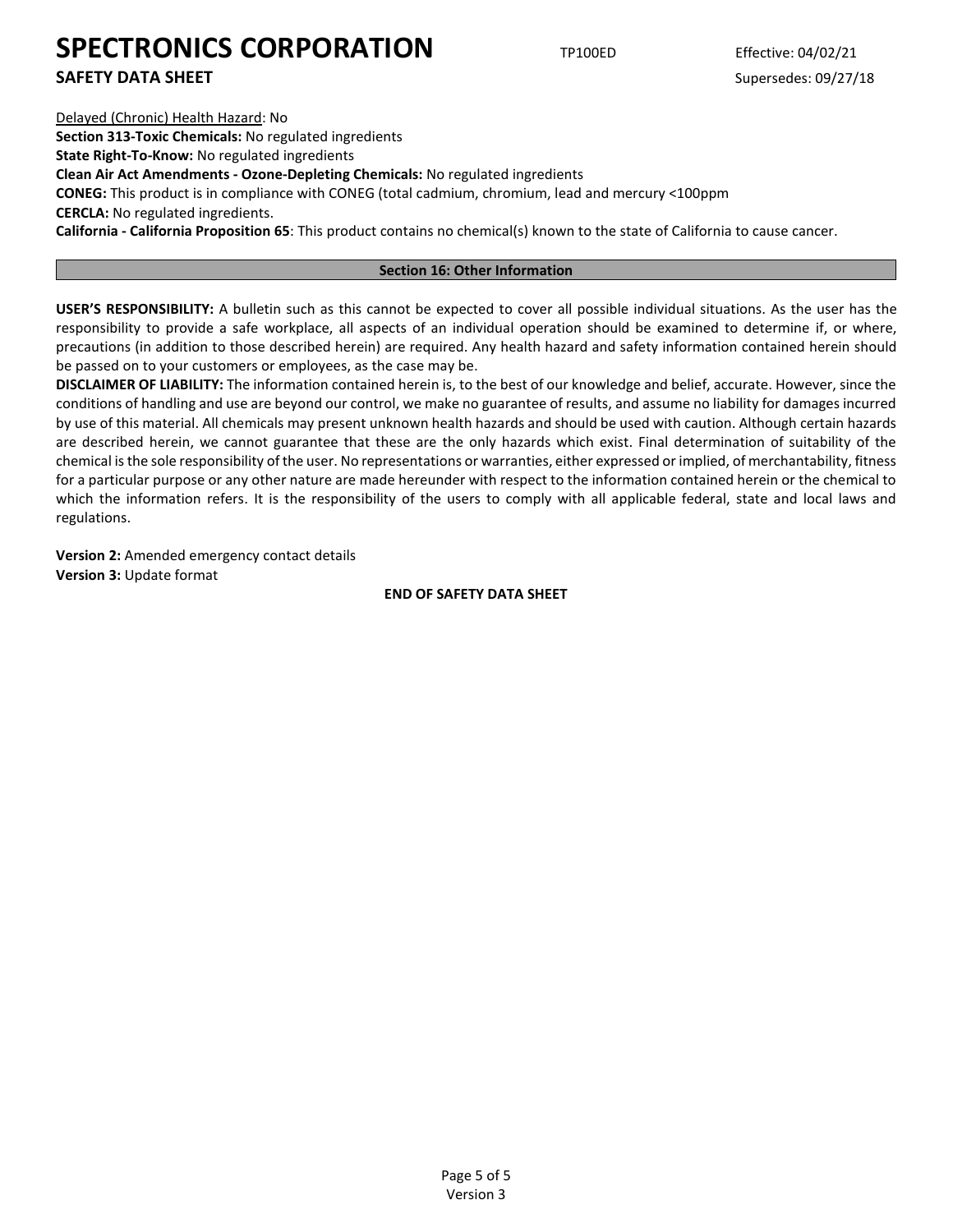Delayed (Chronic) Health Hazard: No

**Section 313-Toxic Chemicals:** No regulated ingredients

**State Right-To-Know:** No regulated ingredients

**Clean Air Act Amendments - Ozone-Depleting Chemicals:** No regulated ingredients

**CONEG:** This product is in compliance with CONEG (total cadmium, chromium, lead and mercury <100ppm

**CERCLA:** No regulated ingredients.

**California - California Proposition 65**: This product contains no chemical(s) known to the state of California to cause cancer.

## Section 16: Other Information

**USER'S RESPONSIBILITY:** A bulletin such as this cannot be expected to cover all possible individual situations. As the user has the responsibility to provide a safe workplace, all aspects of an individual operation should be examined to determine if, or where, precautions (in addition to those described herein) are required. Any health hazard and safety information contained herein should be passed on to your customers or employees, as the case may be.

**DISCLAIMER OF LIABILITY:** The information contained herein is, to the best of our knowledge and belief, accurate. However, since the conditions of handling and use are beyond our control, we make no guarantee of results, and assume no liability for damages incurred by use of this material. All chemicals may present unknown health hazards and should be used with caution. Although certain hazards are described herein, we cannot guarantee that these are the only hazards which exist. Final determination of suitability of the chemical is the sole responsibility of the user. No representations or warranties, either expressed or implied, of merchantability, fitness for a particular purpose or any other nature are made hereunder with respect to the information contained herein or the chemical to which the information refers. It is the responsibility of the users to comply with all applicable federal, state and local laws and regulations.

**Version 2:** Amended emergency contact details

**Version 3:** Update format

**END OF SAFETY DATA SHEET**